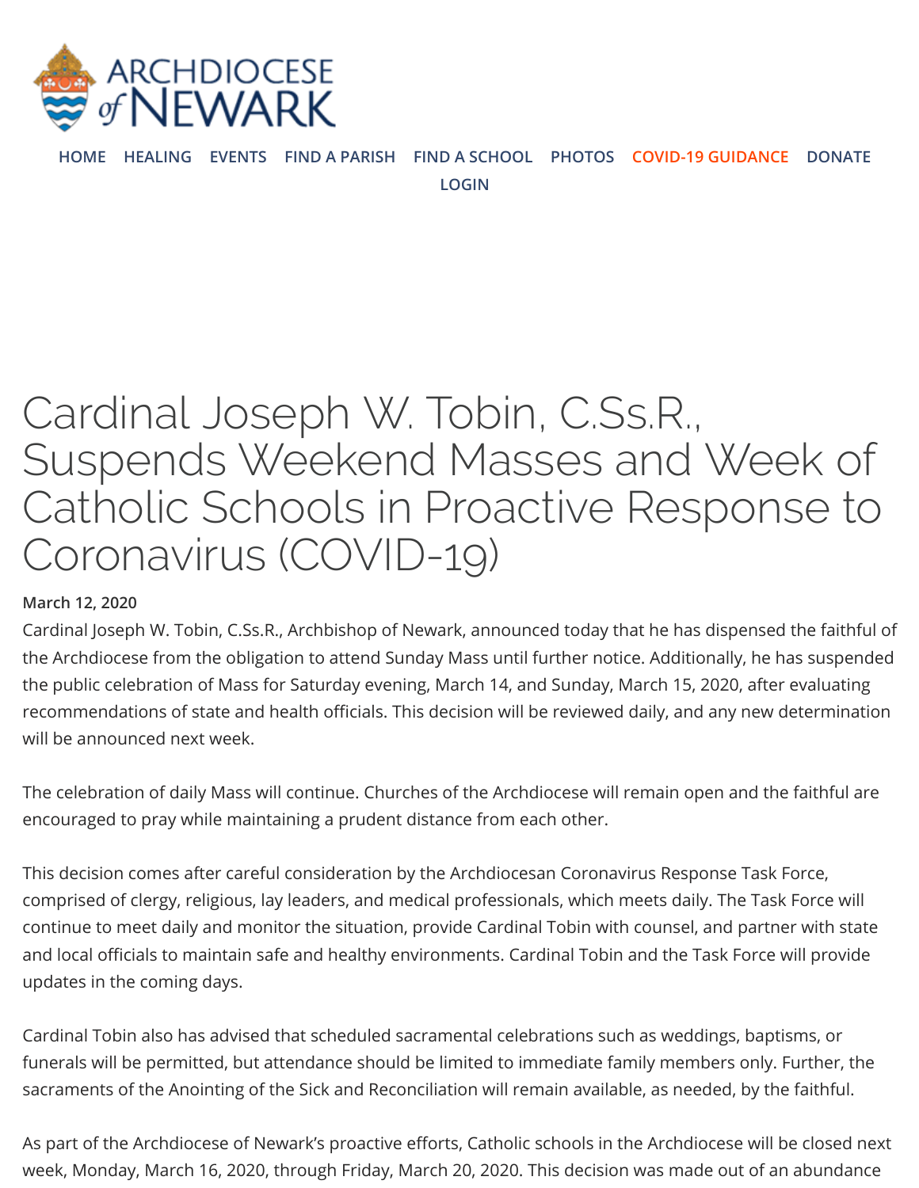ARCHDIOCESE of NEWARK

HOME HEALING EVENTS FIND A PARISH FIND A SCHOOL PHOTOS COVID-19 GUIDANCE DONATE LOGIN

# Cardinal Joseph W. Tobin, C.Ss.R., Suspends Weekend Masses and Week of Catholic Schools in Proactive Response to Coronavirus (COVID-19)

**March 12, 2020**

Cardinal Joseph W. Tobin, C.Ss.R., Archbishop of Newark, announced today that he has dispensed the faithful of the Archdiocese from the obligation to attend Sunday Mass until further notice. Additionally, he has suspended the public celebration of Mass for Saturday evening, March 14, and Sunday, March 15, 2020, after evaluating recommendations of state and health officials. This decision will be reviewed daily, and any new determination will be announced next week.

The celebration of daily Mass will continue. Churches of the Archdiocese will remain open and the faithful are encouraged to pray while maintaining a prudent distance from each other.

This decision comes after careful consideration by the Archdiocesan Coronavirus Response Task Force, comprised of clergy, religious, lay leaders, and medical professionals, which meets daily. The Task Force will continue to meet daily and monitor the situation, provide Cardinal Tobin with counsel, and partner with state and local officials to maintain safe and healthy environments. Cardinal Tobin and the Task Force will provide updates in the coming days.

Cardinal Tobin also has advised that scheduled sacramental celebrations such as weddings, baptisms, or funerals will be permitted, but attendance should be limited to immediate family members only. Further, the sacraments of the Anointing of the Sick and Reconciliation will remain available, as needed, by the faithful.

As part of the Archdiocese of Newark's proactive efforts, Catholic schools in the Archdiocese will be closed next week, Monday, March 16, 2020, through Friday, March 20, 2020. This decision was made out of an abundance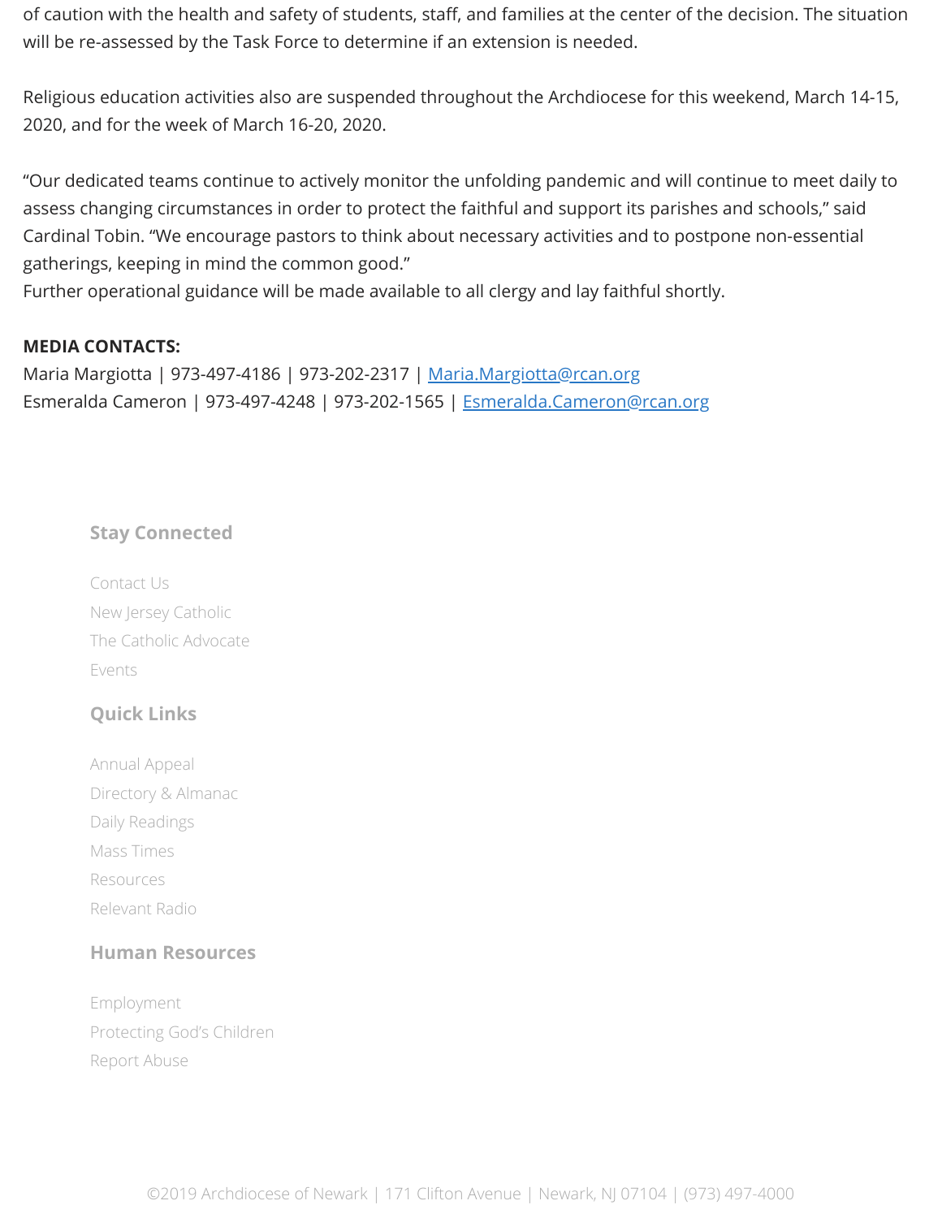of caution with the health and safety of students, staff, and families at the center of the decision. The situation will be re-assessed by the Task Force to determine if an extension is needed.

Religious education activities also are suspended throughout the Archdiocese for this weekend, March 14-15, 2020, and for the week of March 16-20, 2020.

"Our dedicated teams continue to actively monitor the unfolding pandemic and will continue to meet daily to assess changing circumstances in order to protect the faithful and support its parishes and schools," said Cardinal Tobin. "We encourage pastors to think about necessary activities and to postpone non-essential gatherings, keeping in mind the common good."
Further operational guidance will be made available to all clergy and lay faithful shortly.

**MEDIA CONTACTS:**
Maria Margiotta | 973-497-4186 | 973-202-2317 | Maria.Margiotta@rcan.org
Esmeralda Cameron | 973-497-4248 | 973-202-1565 | Esmeralda.Cameron@rcan.org

### Stay Connected

Contact Us
New Jersey Catholic
The Catholic Advocate
Events

### Quick Links

Annual Appeal
Directory & Almanac
Daily Readings
Mass Times
Resources
Relevant Radio

### Human Resources

Employment
Protecting God's Children
Report Abuse

©2019 Archdiocese of Newark | 171 Clifton Avenue | Newark, NJ 07104 | (973) 497-4000